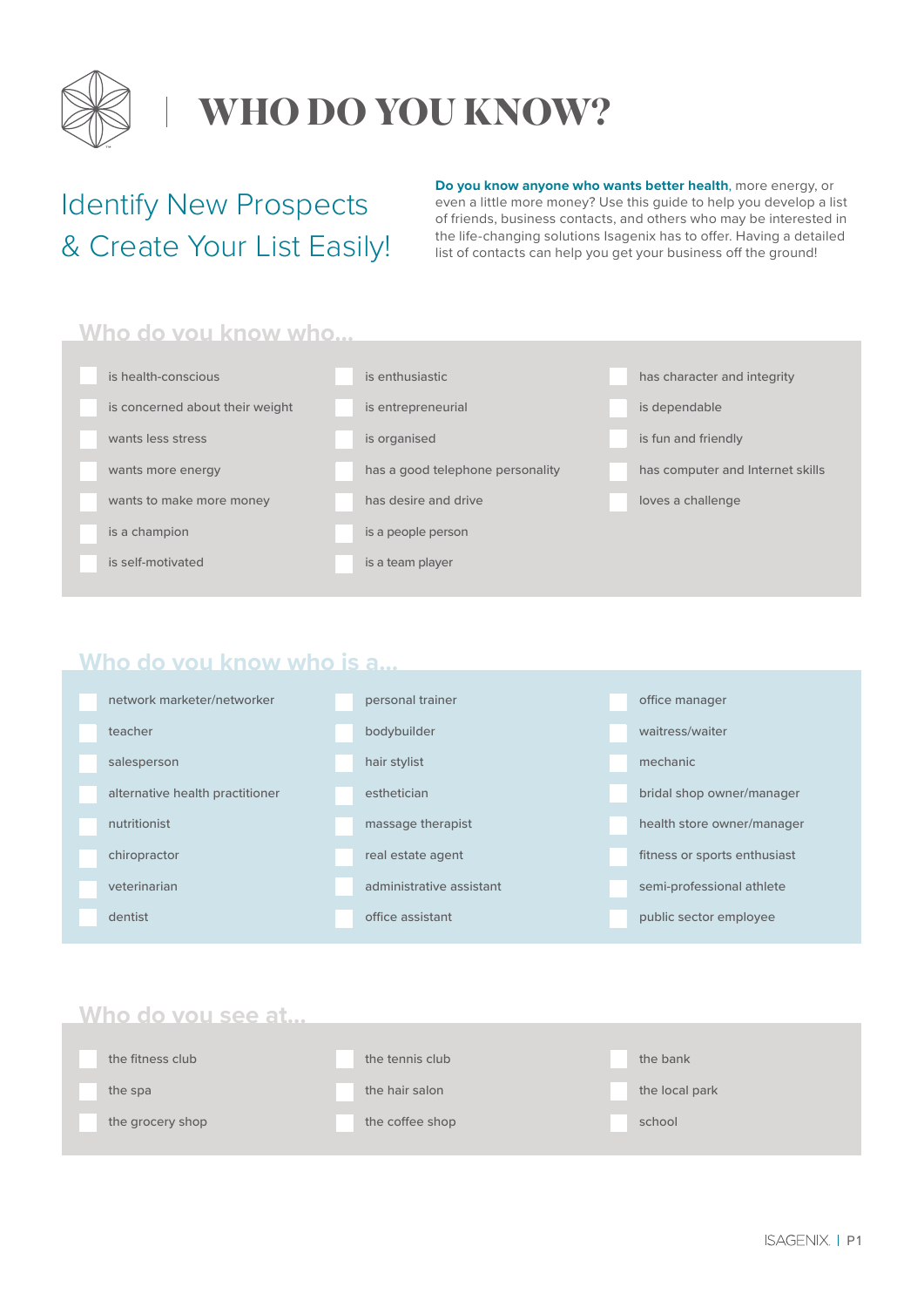# WHO DO YOU KNOW?

## Identify New Prospects & Create Your List Easily!

**Do you know anyone who wants better health**, more energy, or even a little more money? Use this guide to help you develop a list of friends, business contacts, and others who may be interested in the life-changing solutions Isagenix has to offer. Having a detailed list of contacts can help you get your business off the ground!

### Who do you know who...

- [ ] is health-conscious
- [ ] is concerned about their weight
- [ ] wants less stress
- [ ] wants more energy
- [ ] wants to make more money
- [ ] is a champion
- [ ] is self-motivated
- [ ] is enthusiastic
- [ ] is entrepreneurial
- [ ] is organised
- [ ] has a good telephone personality
- [ ] has desire and drive
- [ ] is a people person
- [ ] is a team player
- [ ] has character and integrity
- [ ] is dependable
- [ ] is fun and friendly
- [ ] has computer and Internet skills
- [ ] loves a challenge

### Who do you know who is a...

- [ ] network marketer/networker
- [ ] teacher
- [ ] salesperson
- [ ] alternative health practitioner
- [ ] nutritionist
- [ ] chiropractor
- [ ] veterinarian
- [ ] dentist
- [ ] personal trainer
- [ ] bodybuilder
- [ ] hair stylist
- [ ] esthetician
- [ ] massage therapist
- [ ] real estate agent
- [ ] administrative assistant
- [ ] office assistant
- [ ] office manager
- [ ] waitress/waiter
- [ ] mechanic
- [ ] bridal shop owner/manager
- [ ] health store owner/manager
- [ ] fitness or sports enthusiast
- [ ] semi-professional athlete
- [ ] public sector employee

### Who do you see at...

- [ ] the fitness club
- [ ] the spa
- [ ] the grocery shop
- [ ] the tennis club
- [ ] the hair salon
- [ ] the coffee shop
- [ ] the bank
- [ ] the local park
- [ ] school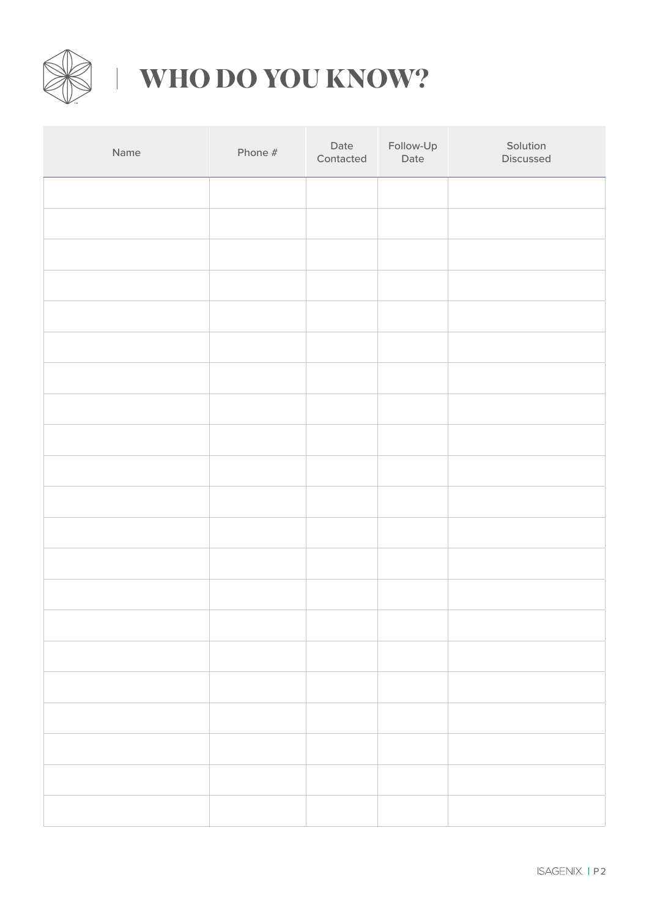# WHO DO YOU KNOW?

| Name | Phone # | Date Contacted | Follow-Up Date | Solution Discussed |
|---|---|---|---|---|
| | | | | |
| | | | | |
| | | | | |
| | | | | |
| | | | | |
| | | | | |
| | | | | |
| | | | | |
| | | | | |
| | | | | |
| | | | | |
| | | | | |
| | | | | |
| | | | | |
| | | | | |
| | | | | |
| | | | | |
| | | | | |
| | | | | |
| | | | | |
| | | | | |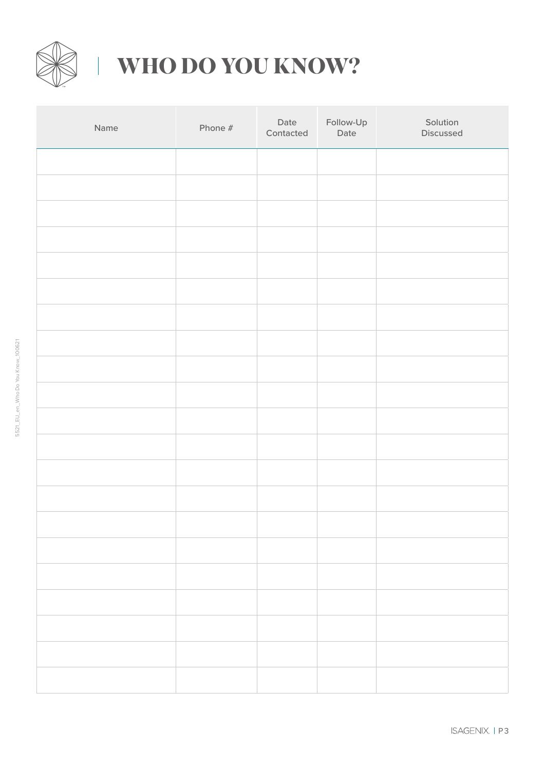# WHO DO YOU KNOW?

| Name | Phone # | Date Contacted | Follow-Up Date | Solution Discussed |
|---|---|---|---|---|
| | | | | |
| | | | | |
| | | | | |
| | | | | |
| | | | | |
| | | | | |
| | | | | |
| | | | | |
| | | | | |
| | | | | |
| | | | | |
| | | | | |
| | | | | |
| | | | | |
| | | | | |
| | | | | |
| | | | | |
| | | | | |
| | | | | |
| | | | | |
| | | | | |